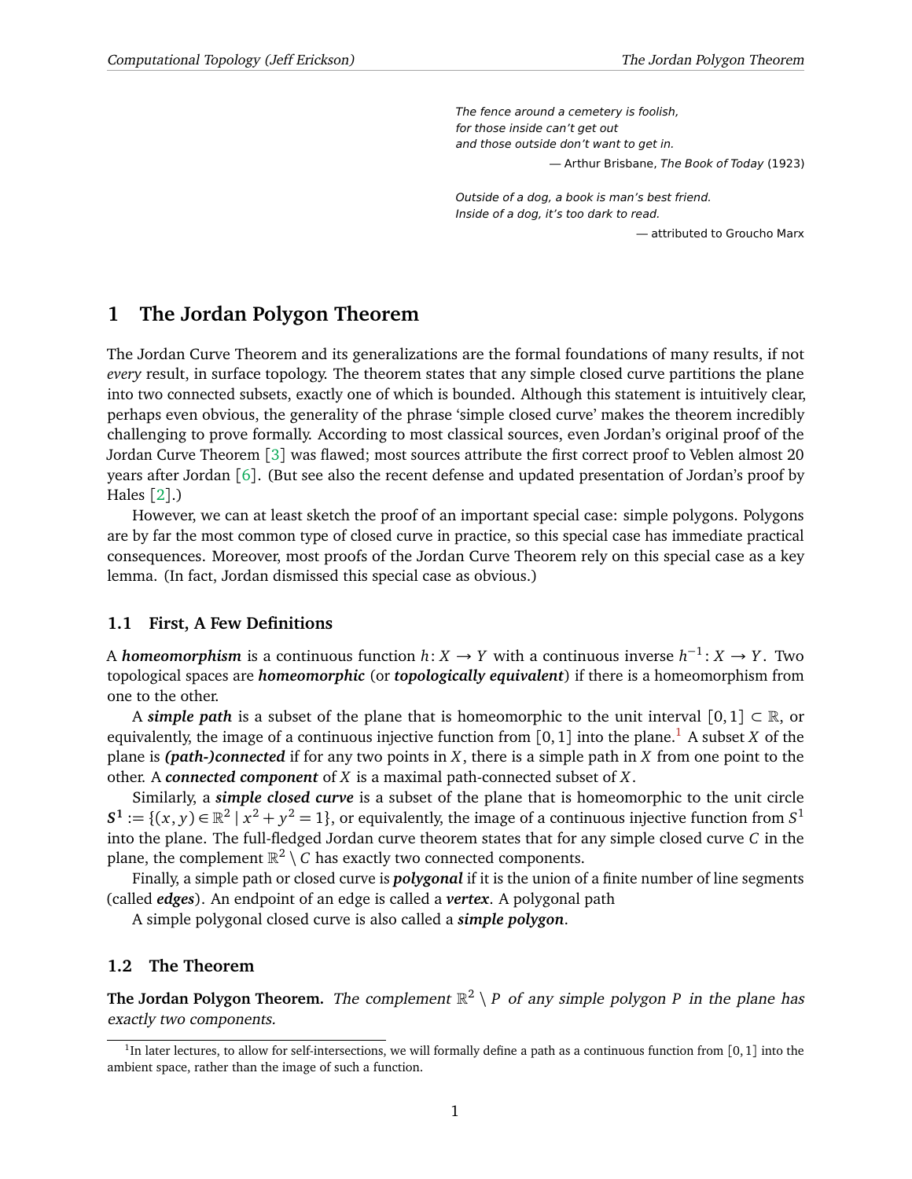*The fence around a cemetery is foolish,*
*for those inside can't get out*
*and those outside don't want to get in.*

— Arthur Brisbane, *The Book of Today* (1923)

*Outside of a dog, a book is man's best friend.*
*Inside of a dog, it's too dark to read.*

— attributed to Groucho Marx

# 1 The Jordan Polygon Theorem

The Jordan Curve Theorem and its generalizations are the formal foundations of many results, if not *every* result, in surface topology. The theorem states that any simple closed curve partitions the plane into two connected subsets, exactly one of which is bounded. Although this statement is intuitively clear, perhaps even obvious, the generality of the phrase 'simple closed curve' makes the theorem incredibly challenging to prove formally. According to most classical sources, even Jordan's original proof of the Jordan Curve Theorem [3] was flawed; most sources attribute the first correct proof to Veblen almost 20 years after Jordan [6]. (But see also the recent defense and updated presentation of Jordan's proof by Hales [2].)

However, we can at least sketch the proof of an important special case: simple polygons. Polygons are by far the most common type of closed curve in practice, so this special case has immediate practical consequences. Moreover, most proofs of the Jordan Curve Theorem rely on this special case as a key lemma. (In fact, Jordan dismissed this special case as obvious.)

## 1.1 First, A Few Definitions

A ***homeomorphism*** is a continuous function $h\colon X \to Y$ with a continuous inverse $h^{-1}\colon X \to Y$. Two topological spaces are ***homeomorphic*** (or ***topologically equivalent***) if there is a homeomorphism from one to the other.

A ***simple path*** is a subset of the plane that is homeomorphic to the unit interval $[0,1] \subset \mathbb{R}$, or equivalently, the image of a continuous injective function from $[0,1]$ into the plane.[1] A subset $X$ of the plane is ***(path-)connected*** if for any two points in $X$, there is a simple path in $X$ from one point to the other. A ***connected component*** of $X$ is a maximal path-connected subset of $X$.

Similarly, a ***simple closed curve*** is a subset of the plane that is homeomorphic to the unit circle $\boldsymbol{S^1} := \{(x,y) \in \mathbb{R}^2 \mid x^2 + y^2 = 1\}$, or equivalently, the image of a continuous injective function from $S^1$ into the plane. The full-fledged Jordan curve theorem states that for any simple closed curve $C$ in the plane, the complement $\mathbb{R}^2 \setminus C$ has exactly two connected components.

Finally, a simple path or closed curve is ***polygonal*** if it is the union of a finite number of line segments (called ***edges***). An endpoint of an edge is called a ***vertex***. A polygonal path

A simple polygonal closed curve is also called a ***simple polygon***.

## 1.2 The Theorem

**The Jordan Polygon Theorem.** *The complement $\mathbb{R}^2 \setminus P$ of any simple polygon $P$ in the plane has exactly two components.*

[1] In later lectures, to allow for self-intersections, we will formally define a path as a continuous function from $[0,1]$ into the ambient space, rather than the image of such a function.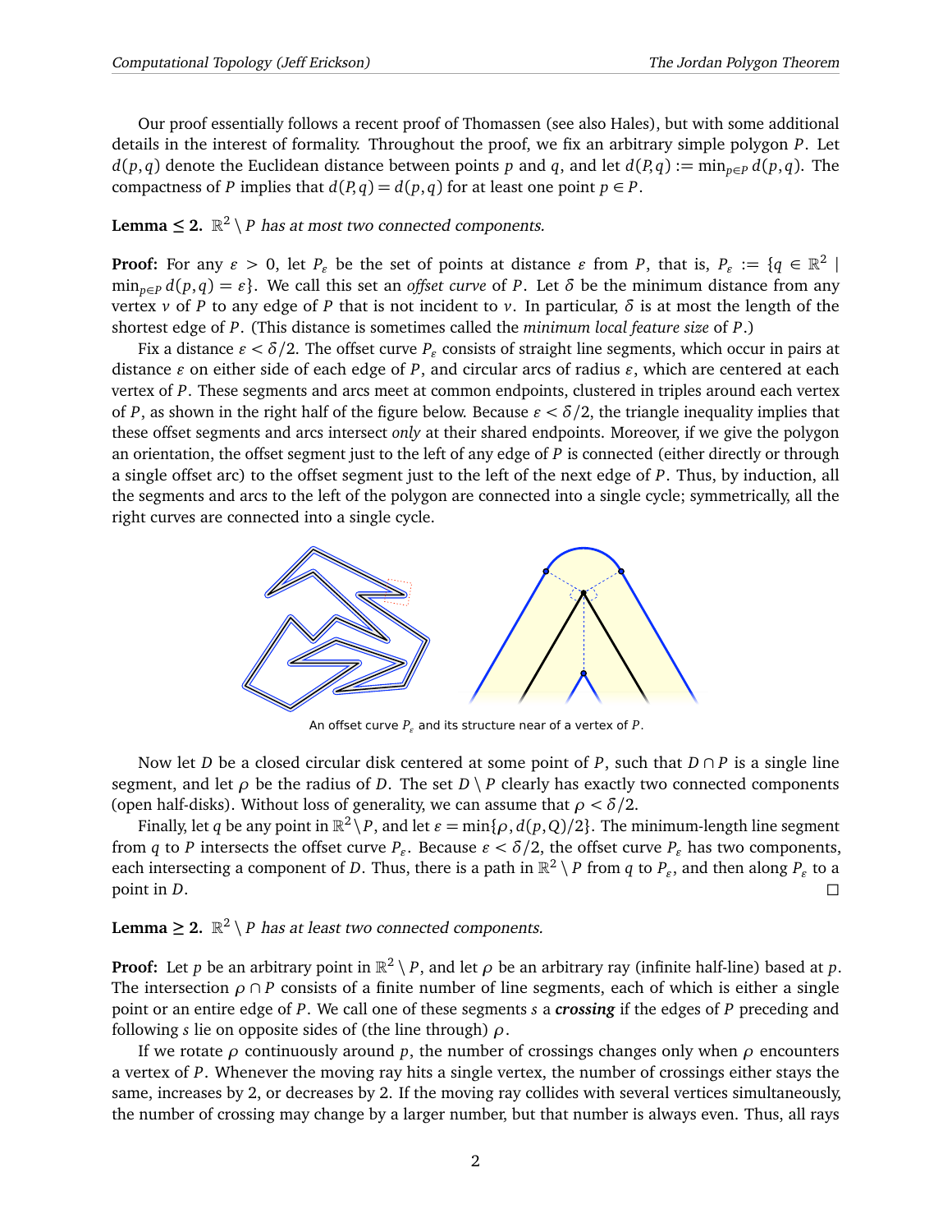Our proof essentially follows a recent proof of Thomassen (see also Hales), but with some additional details in the interest of formality. Throughout the proof, we fix an arbitrary simple polygon $P$. Let $d(p,q)$ denote the Euclidean distance between points $p$ and $q$, and let $d(P,q) := \min_{p \in P} d(p,q)$. The compactness of $P$ implies that $d(P,q) = d(p,q)$ for at least one point $p \in P$.

**Lemma ≤ 2.** *$\mathbb{R}^2 \setminus P$ has at most two connected components.*

**Proof:** For any $\varepsilon > 0$, let $P_\varepsilon$ be the set of points at distance $\varepsilon$ from $P$, that is, $P_\varepsilon := \{q \in \mathbb{R}^2 \mid \min_{p \in P} d(p,q) = \varepsilon\}$. We call this set an *offset curve* of $P$. Let $\delta$ be the minimum distance from any vertex $v$ of $P$ to any edge of $P$ that is not incident to $v$. In particular, $\delta$ is at most the length of the shortest edge of $P$. (This distance is sometimes called the *minimum local feature size* of $P$.)

Fix a distance $\varepsilon < \delta/2$. The offset curve $P_\varepsilon$ consists of straight line segments, which occur in pairs at distance $\varepsilon$ on either side of each edge of $P$, and circular arcs of radius $\varepsilon$, which are centered at each vertex of $P$. These segments and arcs meet at common endpoints, clustered in triples around each vertex of $P$, as shown in the right half of the figure below. Because $\varepsilon < \delta/2$, the triangle inequality implies that these offset segments and arcs intersect *only* at their shared endpoints. Moreover, if we give the polygon an orientation, the offset segment just to the left of any edge of $P$ is connected (either directly or through a single offset arc) to the offset segment just to the left of the next edge of $P$. Thus, by induction, all the segments and arcs to the left of the polygon are connected into a single cycle; symmetrically, all the right curves are connected into a single cycle.

An offset curve $P_\varepsilon$ and its structure near of a vertex of $P$.

Now let $D$ be a closed circular disk centered at some point of $P$, such that $D \cap P$ is a single line segment, and let $\rho$ be the radius of $D$. The set $D \setminus P$ clearly has exactly two connected components (open half-disks). Without loss of generality, we can assume that $\rho < \delta/2$.

Finally, let $q$ be any point in $\mathbb{R}^2 \setminus P$, and let $\varepsilon = \min\{\rho, d(p,Q)/2\}$. The minimum-length line segment from $q$ to $P$ intersects the offset curve $P_\varepsilon$. Because $\varepsilon < \delta/2$, the offset curve $P_\varepsilon$ has two components, each intersecting a component of $D$. Thus, there is a path in $\mathbb{R}^2 \setminus P$ from $q$ to $P_\varepsilon$, and then along $P_\varepsilon$ to a point in $D$. □

**Lemma ≥ 2.** *$\mathbb{R}^2 \setminus P$ has at least two connected components.*

**Proof:** Let $p$ be an arbitrary point in $\mathbb{R}^2 \setminus P$, and let $\rho$ be an arbitrary ray (infinite half-line) based at $p$. The intersection $\rho \cap P$ consists of a finite number of line segments, each of which is either a single point or an entire edge of $P$. We call one of these segments $s$ a ***crossing*** if the edges of $P$ preceding and following $s$ lie on opposite sides of (the line through) $\rho$.

If we rotate $\rho$ continuously around $p$, the number of crossings changes only when $\rho$ encounters a vertex of $P$. Whenever the moving ray hits a single vertex, the number of crossings either stays the same, increases by 2, or decreases by 2. If the moving ray collides with several vertices simultaneously, the number of crossing may change by a larger number, but that number is always even. Thus, all rays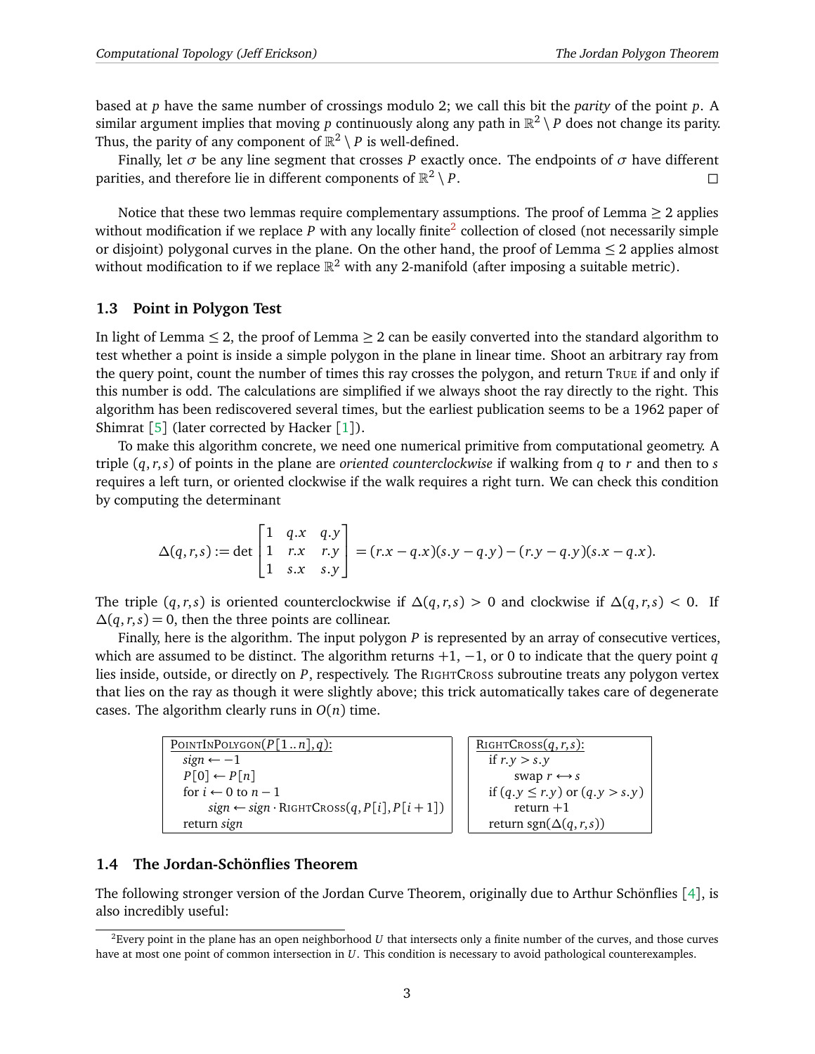based at $p$ have the same number of crossings modulo 2; we call this bit the *parity* of the point $p$. A similar argument implies that moving $p$ continuously along any path in $\mathbb{R}^2 \setminus P$ does not change its parity. Thus, the parity of any component of $\mathbb{R}^2 \setminus P$ is well-defined.

Finally, let $\sigma$ be any line segment that crosses $P$ exactly once. The endpoints of $\sigma$ have different parities, and therefore lie in different components of $\mathbb{R}^2 \setminus P$. □

Notice that these two lemmas require complementary assumptions. The proof of Lemma $\geq 2$ applies without modification if we replace $P$ with any locally finite[2] collection of closed (not necessarily simple or disjoint) polygonal curves in the plane. On the other hand, the proof of Lemma $\leq 2$ applies almost without modification to if we replace $\mathbb{R}^2$ with any 2-manifold (after imposing a suitable metric).

### 1.3 Point in Polygon Test

In light of Lemma $\leq 2$, the proof of Lemma $\geq 2$ can be easily converted into the standard algorithm to test whether a point is inside a simple polygon in the plane in linear time. Shoot an arbitrary ray from the query point, count the number of times this ray crosses the polygon, and return TRUE if and only if this number is odd. The calculations are simplified if we always shoot the ray directly to the right. This algorithm has been rediscovered several times, but the earliest publication seems to be a 1962 paper of Shimrat [5] (later corrected by Hacker [1]).

To make this algorithm concrete, we need one numerical primitive from computational geometry. A triple $(q, r, s)$ of points in the plane are *oriented counterclockwise* if walking from $q$ to $r$ and then to $s$ requires a left turn, or oriented clockwise if the walk requires a right turn. We can check this condition by computing the determinant

$$\Delta(q,r,s) := \det \begin{bmatrix} 1 & q.x & q.y \\ 1 & r.x & r.y \\ 1 & s.x & s.y \end{bmatrix} = (r.x - q.x)(s.y - q.y) - (r.y - q.y)(s.x - q.x).$$

The triple $(q, r, s)$ is oriented counterclockwise if $\Delta(q, r, s) > 0$ and clockwise if $\Delta(q, r, s) < 0$. If $\Delta(q, r, s) = 0$, then the three points are collinear.

Finally, here is the algorithm. The input polygon $P$ is represented by an array of consecutive vertices, which are assumed to be distinct. The algorithm returns $+1$, $-1$, or $0$ to indicate that the query point $q$ lies inside, outside, or directly on $P$, respectively. The RIGHTCROSS subroutine treats any polygon vertex that lies on the ray as though it were slightly above; this trick automatically takes care of degenerate cases. The algorithm clearly runs in $O(n)$ time.

```
PointInPolygon(P[1..n], q):
    sign ← −1
    P[0] ← P[n]
    for i ← 0 to n − 1
        sign ← sign · RightCross(q, P[i], P[i+1])
    return sign
```

```
RightCross(q, r, s):
    if r.y > s.y
        swap r ↔ s
    if (q.y ≤ r.y) or (q.y > s.y)
        return +1
    return sgn(Δ(q, r, s))
```

### 1.4 The Jordan-Schönflies Theorem

The following stronger version of the Jordan Curve Theorem, originally due to Arthur Schönflies [4], is also incredibly useful:

[2] Every point in the plane has an open neighborhood $U$ that intersects only a finite number of the curves, and those curves have at most one point of common intersection in $U$. This condition is necessary to avoid pathological counterexamples.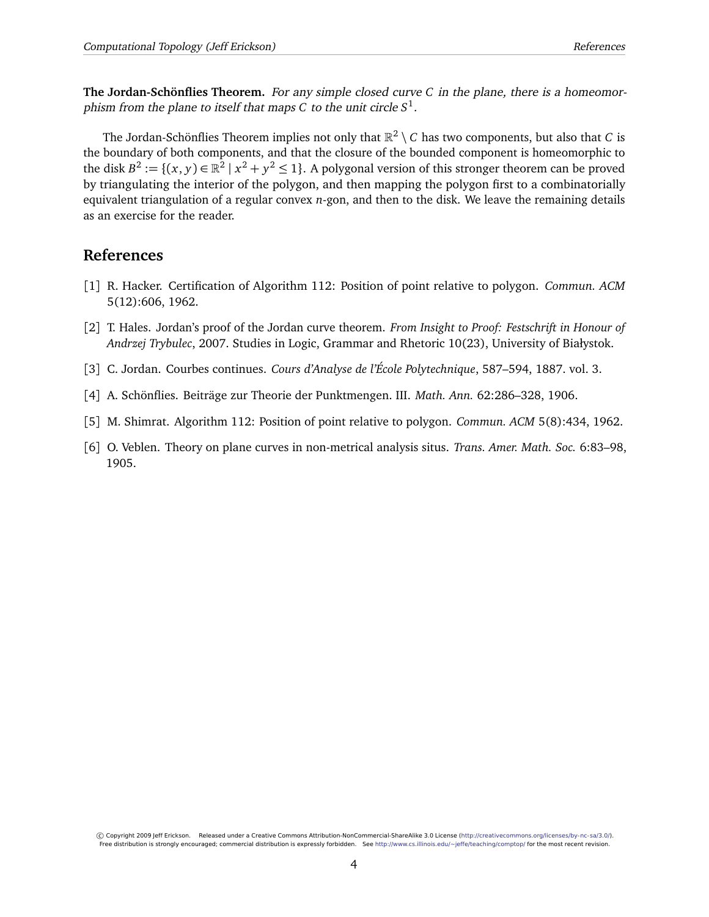**The Jordan-Schönflies Theorem.** *For any simple closed curve $C$ in the plane, there is a homeomorphism from the plane to itself that maps $C$ to the unit circle $S^1$.*

The Jordan-Schönflies Theorem implies not only that $\mathbb{R}^2 \setminus C$ has two components, but also that $C$ is the boundary of both components, and that the closure of the bounded component is homeomorphic to the disk $B^2 := \{(x, y) \in \mathbb{R}^2 \mid x^2 + y^2 \leq 1\}$. A polygonal version of this stronger theorem can be proved by triangulating the interior of the polygon, and then mapping the polygon first to a combinatorially equivalent triangulation of a regular convex $n$-gon, and then to the disk. We leave the remaining details as an exercise for the reader.

## References

[1] R. Hacker. Certification of Algorithm 112: Position of point relative to polygon. *Commun. ACM* 5(12):606, 1962.

[2] T. Hales. Jordan's proof of the Jordan curve theorem. *From Insight to Proof: Festschrift in Honour of Andrzej Trybulec*, 2007. Studies in Logic, Grammar and Rhetoric 10(23), University of Białystok.

[3] C. Jordan. Courbes continues. *Cours d'Analyse de l'École Polytechnique*, 587–594, 1887. vol. 3.

[4] A. Schönflies. Beiträge zur Theorie der Punktmengen. III. *Math. Ann.* 62:286–328, 1906.

[5] M. Shimrat. Algorithm 112: Position of point relative to polygon. *Commun. ACM* 5(8):434, 1962.

[6] O. Veblen. Theory on plane curves in non-metrical analysis situs. *Trans. Amer. Math. Soc.* 6:83–98, 1905.